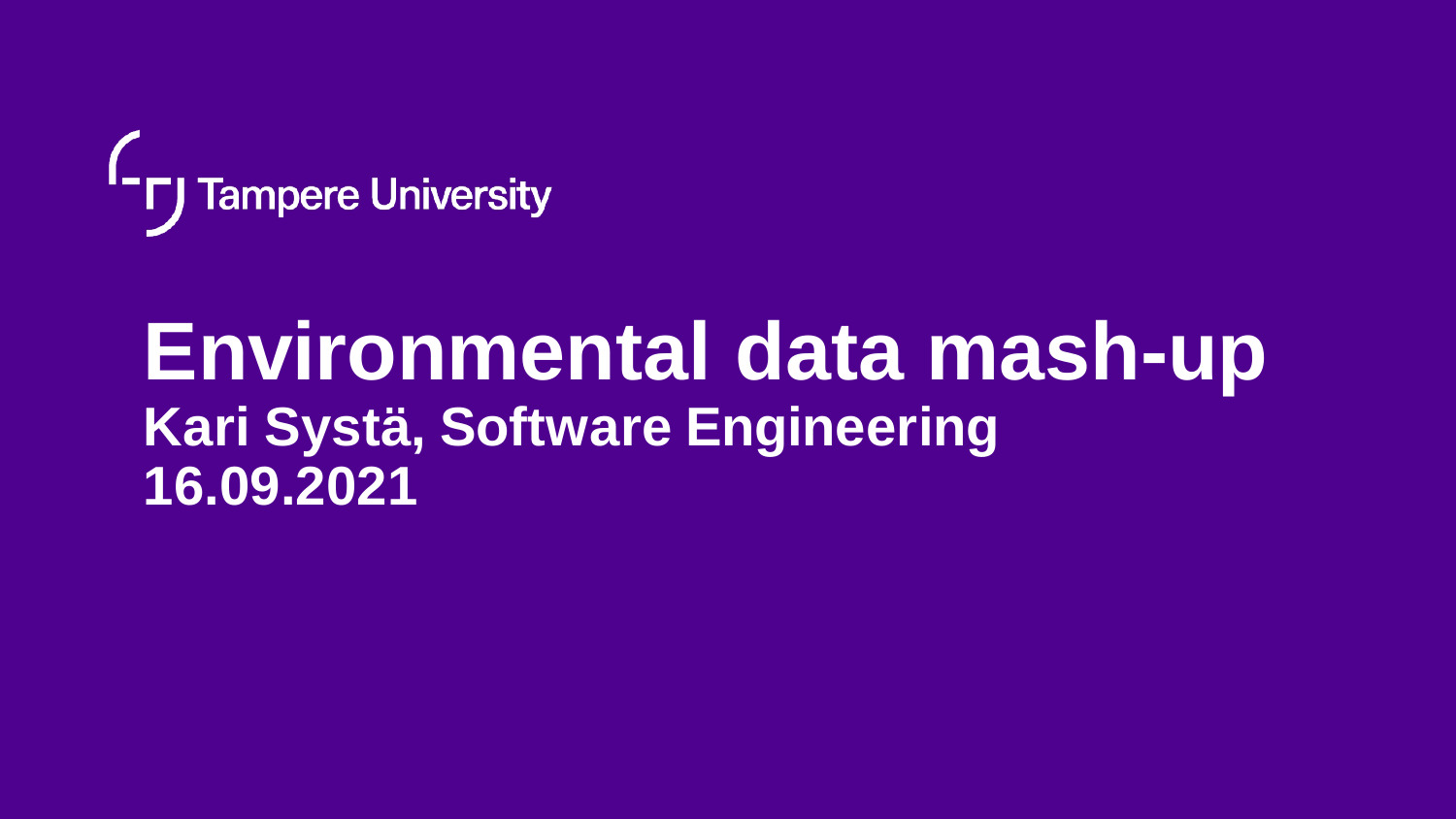Tampere University

# Environmental data mash-up

**Kari Systä, Software Engineering**

**16.09.2021**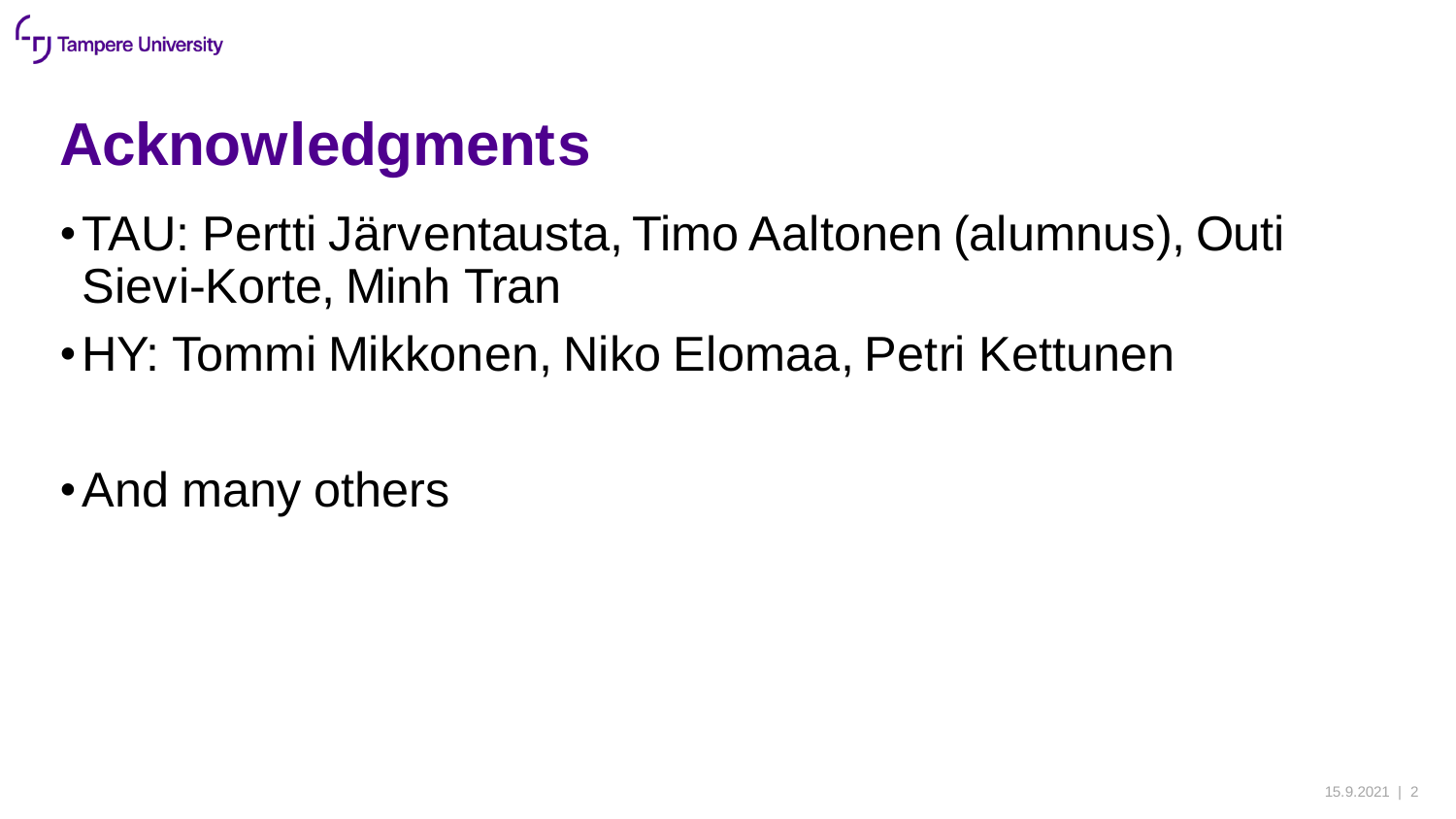# Acknowledgments

- TAU: Pertti Järventausta, Timo Aaltonen (alumnus), Outi Sievi-Korte, Minh Tran
- HY: Tommi Mikkonen, Niko Elomaa, Petri Kettunen

- And many others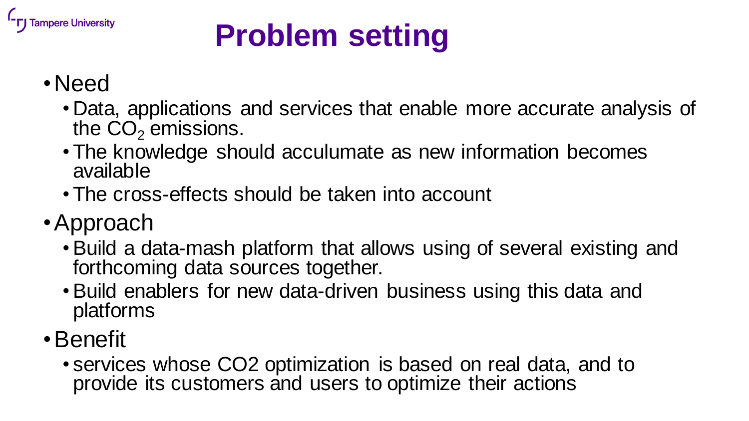# Problem setting

- Need
  - Data, applications and services that enable more accurate analysis of the $CO_2$ emissions.
  - The knowledge should acculumate as new information becomes available
  - The cross-effects should be taken into account
- Approach
  - Build a data-mash platform that allows using of several existing and forthcoming data sources together.
  - Build enablers for new data-driven business using this data and platforms
- Benefit
  - services whose CO2 optimization is based on real data, and to provide its customers and users to optimize their actions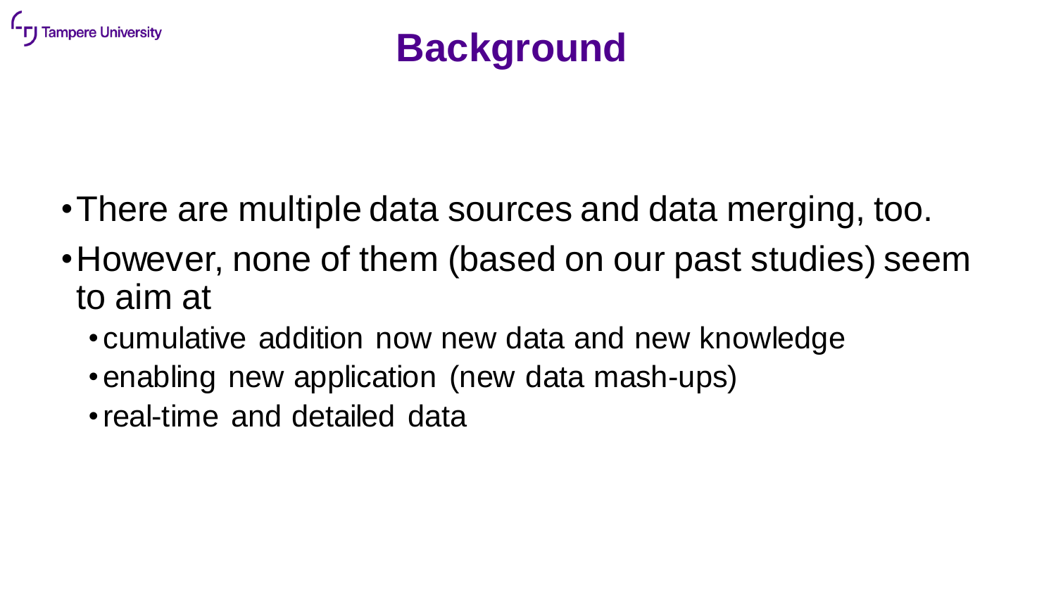# Background

- There are multiple data sources and data merging, too.
- However, none of them (based on our past studies) seem to aim at
  - cumulative addition now new data and new knowledge
  - enabling new application (new data mash-ups)
  - real-time and detailed data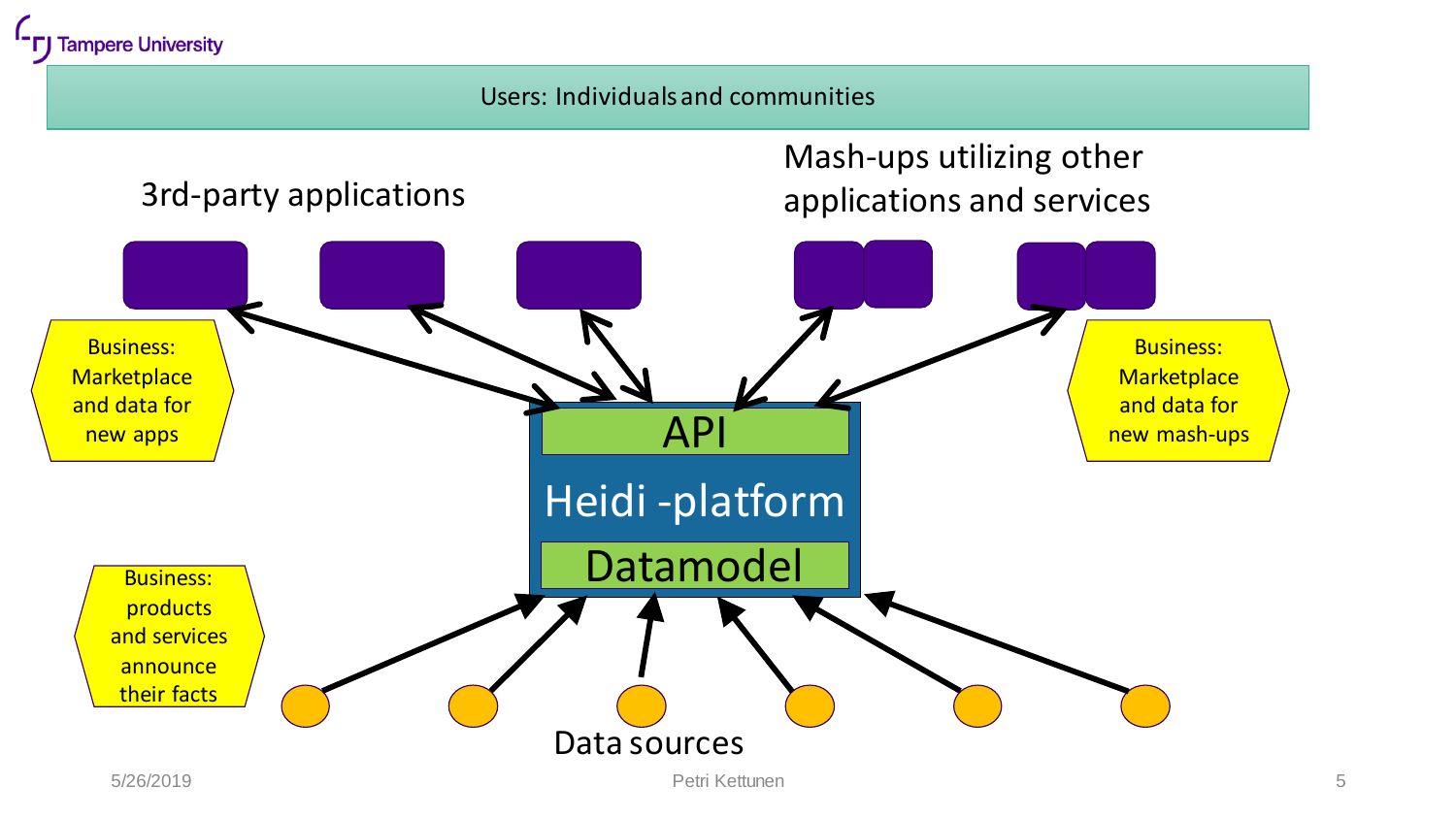Users: Individuals and communities

3rd-party applications

Mash-ups utilizing other applications and services

Business: Marketplace and data for new apps

API

Heidi -platform

Datamodel

Business: Marketplace and data for new mash-ups

Business: products and services announce their facts

Data sources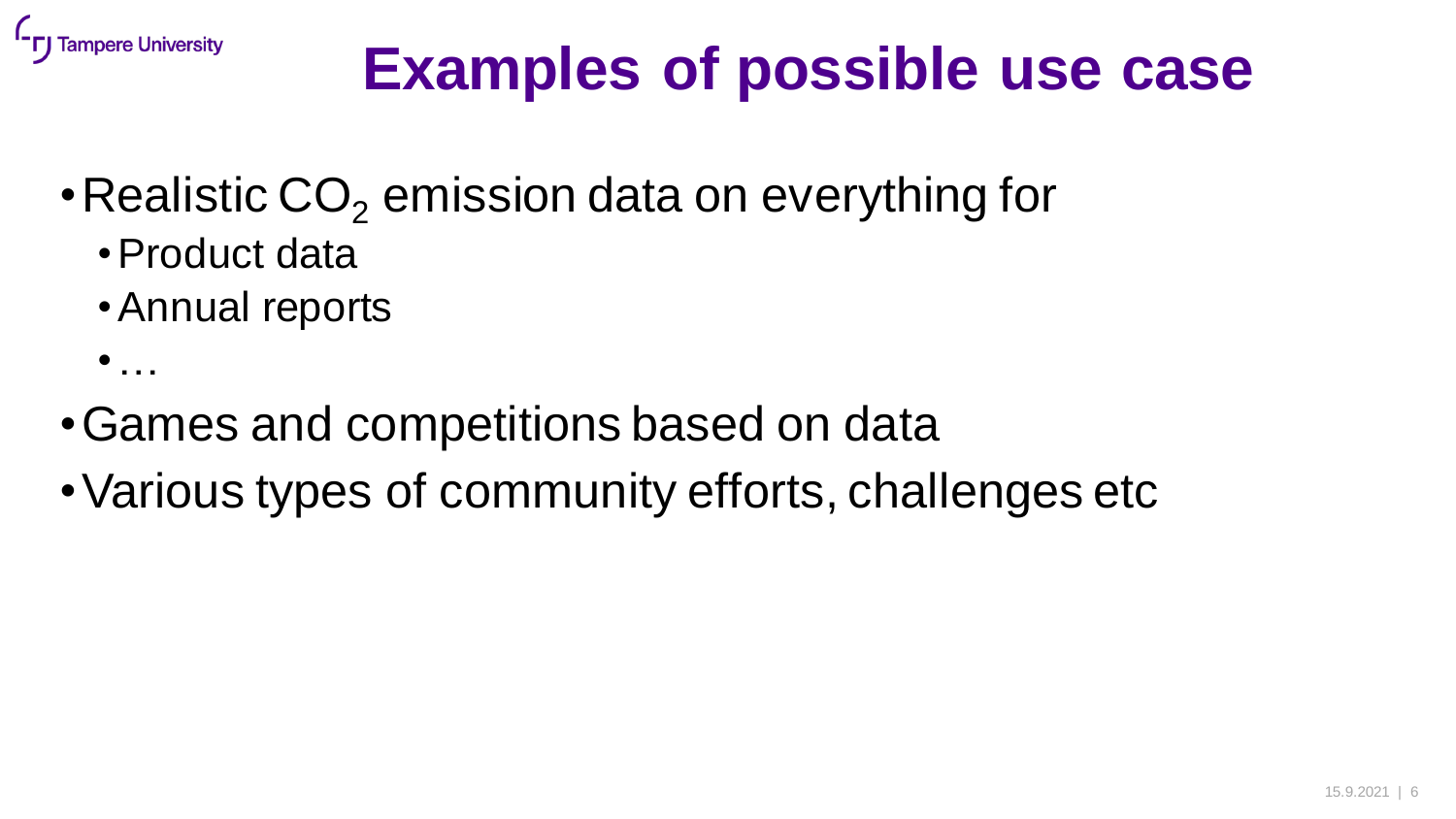# Examples of possible use case

- Realistic $CO_2$ emission data on everything for
  - Product data
  - Annual reports
  - …
- Games and competitions based on data
- Various types of community efforts, challenges etc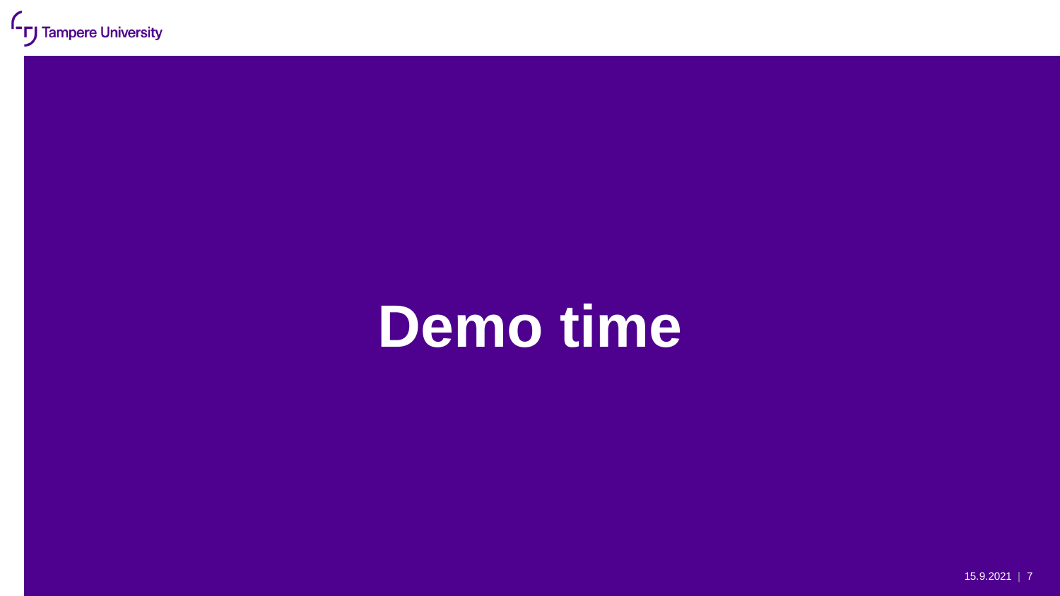# Demo time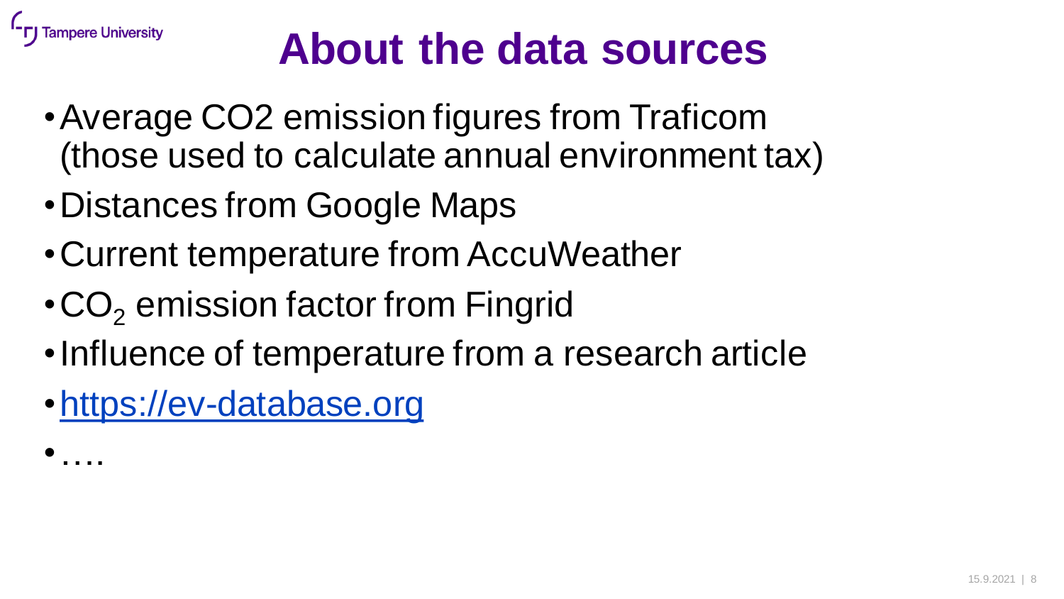# About the data sources

- Average CO2 emission figures from Traficom (those used to calculate annual environment tax)
- Distances from Google Maps
- Current temperature from AccuWeather
- $CO_2$ emission factor from Fingrid
- Influence of temperature from a research article
- [https://ev-database.org](https://ev-database.org)
- ….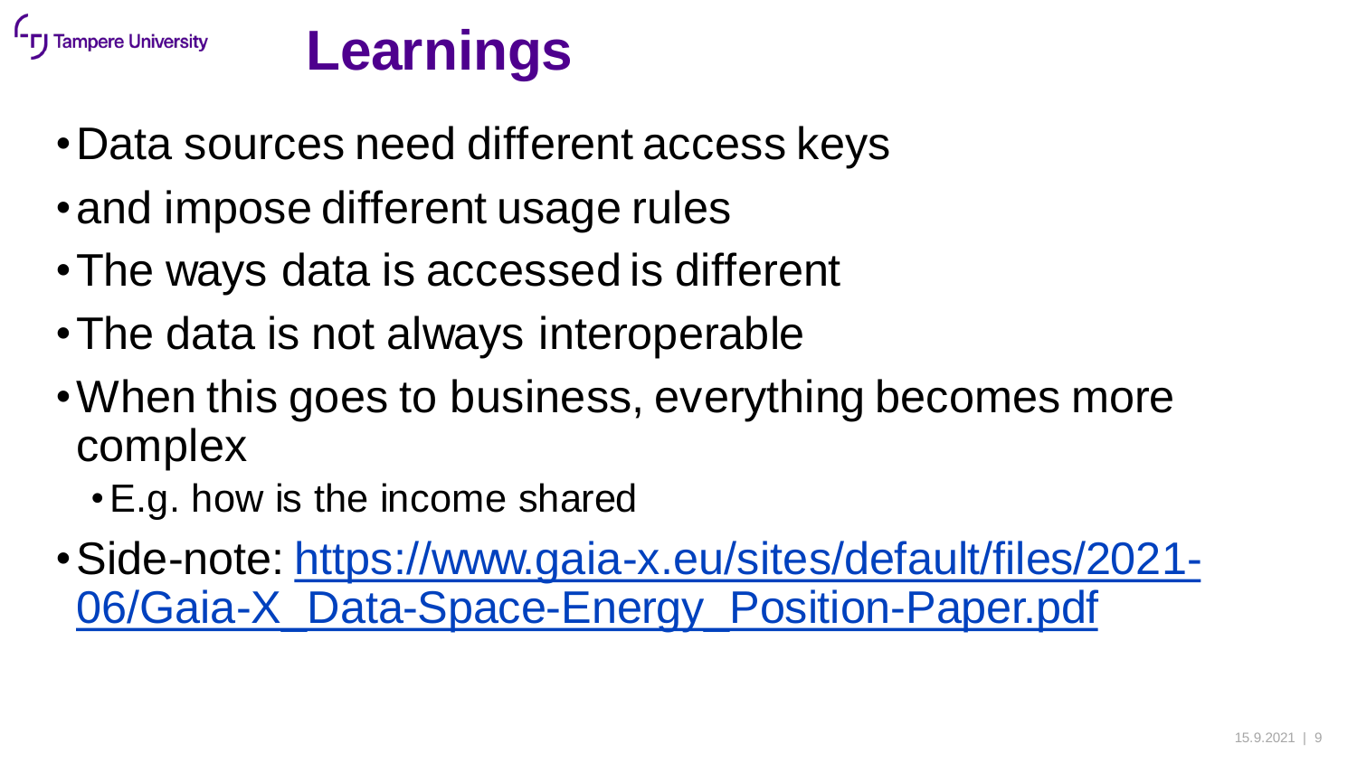# Learnings

- Data sources need different access keys
- and impose different usage rules
- The ways data is accessed is different
- The data is not always interoperable
- When this goes to business, everything becomes more complex
  - E.g. how is the income shared
- Side-note: [https://www.gaia-x.eu/sites/default/files/2021-06/Gaia-X_Data-Space-Energy_Position-Paper.pdf](https://www.gaia-x.eu/sites/default/files/2021-06/Gaia-X_Data-Space-Energy_Position-Paper.pdf)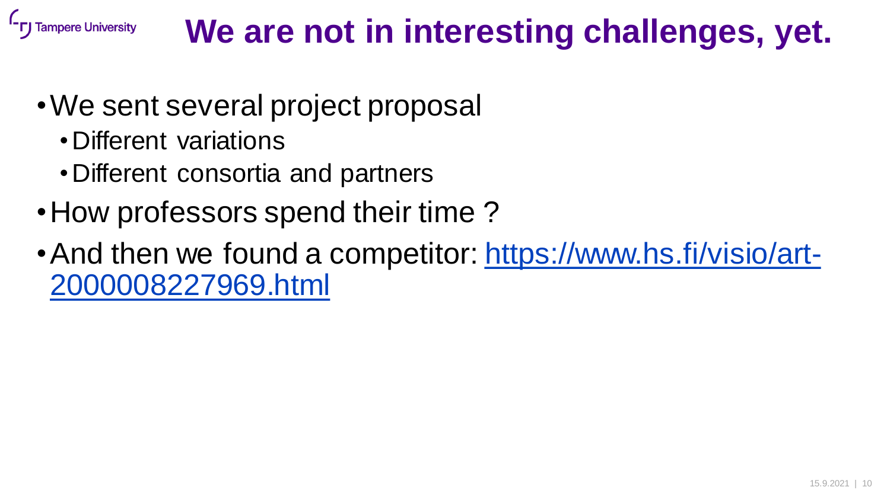# We are not in interesting challenges, yet.

- We sent several project proposal
  - Different variations
  - Different consortia and partners
- How professors spend their time ?
- And then we found a competitor: [https://www.hs.fi/visio/art-2000008227969.html](https://www.hs.fi/visio/art-2000008227969.html)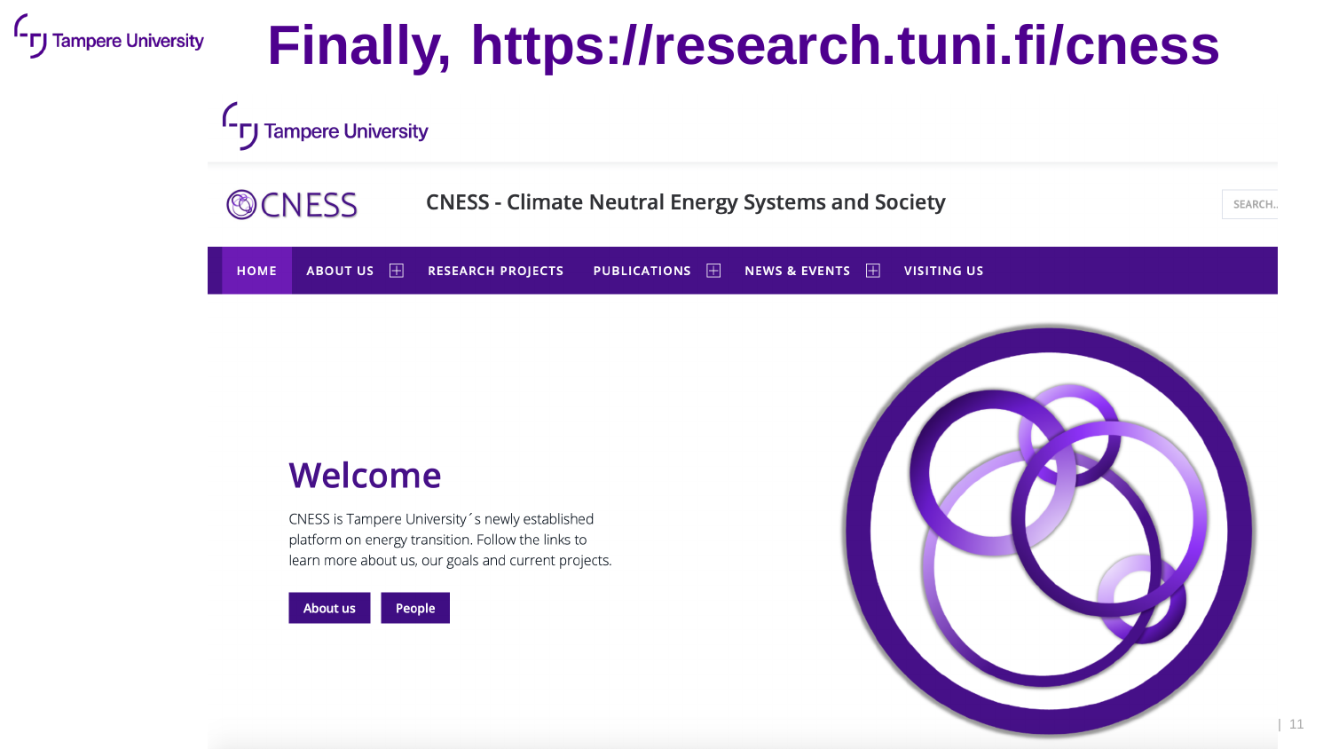# Finally, https://research.tuni.fi/cness

Tampere University

CNESS

CNESS - Climate Neutral Energy Systems and Society

SEARCH..

HOME ABOUT US RESEARCH PROJECTS PUBLICATIONS NEWS & EVENTS VISITING US

## Welcome

CNESS is Tampere University´s newly established platform on energy transition. Follow the links to learn more about us, our goals and current projects.

About us People